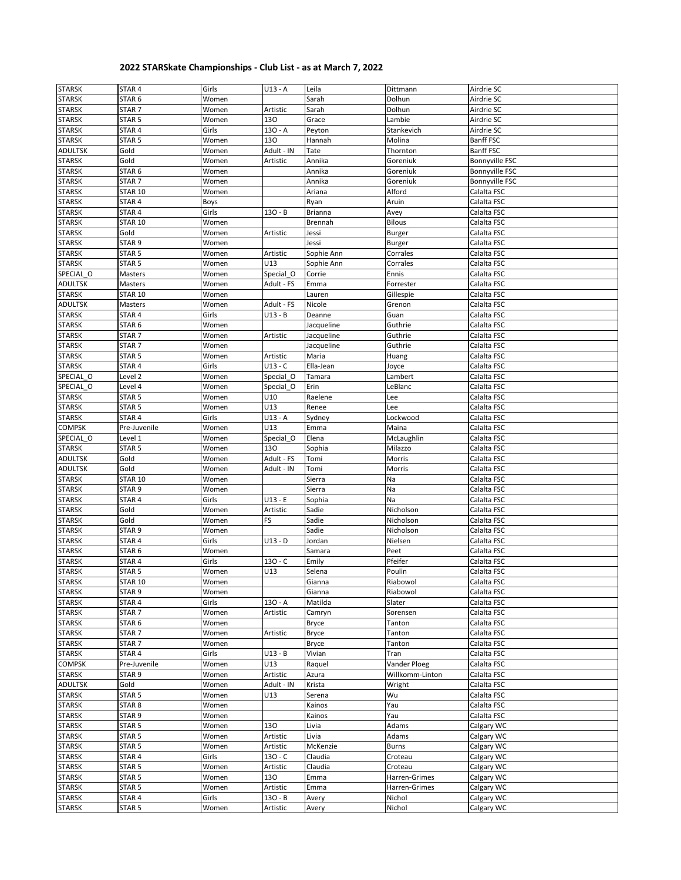# 2022 STARSkate Championships - Club List - as at March 7, 2022

| | | | | | | |
|---|---|---|---|---|---|---|
| STARSK | STAR 4 | Girls | U13 - A | Leila | Dittmann | Airdrie SC |
| STARSK | STAR 6 | Women | | Sarah | Dolhun | Airdrie SC |
| STARSK | STAR 7 | Women | Artistic | Sarah | Dolhun | Airdrie SC |
| STARSK | STAR 5 | Women | 13O | Grace | Lambie | Airdrie SC |
| STARSK | STAR 4 | Girls | 13O - A | Peyton | Stankevich | Airdrie SC |
| STARSK | STAR 5 | Women | 13O | Hannah | Molina | Banff FSC |
| ADULTSK | Gold | Women | Adult - IN | Tate | Thornton | Banff FSC |
| STARSK | Gold | Women | Artistic | Annika | Goreniuk | Bonnyville FSC |
| STARSK | STAR 6 | Women | | Annika | Goreniuk | Bonnyville FSC |
| STARSK | STAR 7 | Women | | Annika | Goreniuk | Bonnyville FSC |
| STARSK | STAR 10 | Women | | Ariana | Alford | Calalta FSC |
| STARSK | STAR 4 | Boys | | Ryan | Aruin | Calalta FSC |
| STARSK | STAR 4 | Girls | 13O - B | Brianna | Avey | Calalta FSC |
| STARSK | STAR 10 | Women | | Brennah | Bilous | Calalta FSC |
| STARSK | Gold | Women | Artistic | Jessi | Burger | Calalta FSC |
| STARSK | STAR 9 | Women | | Jessi | Burger | Calalta FSC |
| STARSK | STAR 5 | Women | Artistic | Sophie Ann | Corrales | Calalta FSC |
| STARSK | STAR 5 | Women | U13 | Sophie Ann | Corrales | Calalta FSC |
| SPECIAL_O | Masters | Women | Special_O | Corrie | Ennis | Calalta FSC |
| ADULTSK | Masters | Women | Adult - FS | Emma | Forrester | Calalta FSC |
| STARSK | STAR 10 | Women | | Lauren | Gillespie | Calalta FSC |
| ADULTSK | Masters | Women | Adult - FS | Nicole | Grenon | Calalta FSC |
| STARSK | STAR 4 | Girls | U13 - B | Deanne | Guan | Calalta FSC |
| STARSK | STAR 6 | Women | | Jacqueline | Guthrie | Calalta FSC |
| STARSK | STAR 7 | Women | Artistic | Jacqueline | Guthrie | Calalta FSC |
| STARSK | STAR 7 | Women | | Jacqueline | Guthrie | Calalta FSC |
| STARSK | STAR 5 | Women | Artistic | Maria | Huang | Calalta FSC |
| STARSK | STAR 4 | Girls | U13 - C | Ella-Jean | Joyce | Calalta FSC |
| SPECIAL_O | Level 2 | Women | Special_O | Tamara | Lambert | Calalta FSC |
| SPECIAL_O | Level 4 | Women | Special_O | Erin | LeBlanc | Calalta FSC |
| STARSK | STAR 5 | Women | U10 | Raelene | Lee | Calalta FSC |
| STARSK | STAR 5 | Women | U13 | Renee | Lee | Calalta FSC |
| STARSK | STAR 4 | Girls | U13 - A | Sydney | Lockwood | Calalta FSC |
| COMPSK | Pre-Juvenile | Women | U13 | Emma | Maina | Calalta FSC |
| SPECIAL_O | Level 1 | Women | Special_O | Elena | McLaughlin | Calalta FSC |
| STARSK | STAR 5 | Women | 13O | Sophia | Milazzo | Calalta FSC |
| ADULTSK | Gold | Women | Adult - FS | Tomi | Morris | Calalta FSC |
| ADULTSK | Gold | Women | Adult - IN | Tomi | Morris | Calalta FSC |
| STARSK | STAR 10 | Women | | Sierra | Na | Calalta FSC |
| STARSK | STAR 9 | Women | | Sierra | Na | Calalta FSC |
| STARSK | STAR 4 | Girls | U13 - E | Sophia | Na | Calalta FSC |
| STARSK | Gold | Women | Artistic | Sadie | Nicholson | Calalta FSC |
| STARSK | Gold | Women | FS | Sadie | Nicholson | Calalta FSC |
| STARSK | STAR 9 | Women | | Sadie | Nicholson | Calalta FSC |
| STARSK | STAR 4 | Girls | U13 - D | Jordan | Nielsen | Calalta FSC |
| STARSK | STAR 6 | Women | | Samara | Peet | Calalta FSC |
| STARSK | STAR 4 | Girls | 13O - C | Emily | Pfeifer | Calalta FSC |
| STARSK | STAR 5 | Women | U13 | Selena | Poulin | Calalta FSC |
| STARSK | STAR 10 | Women | | Gianna | Riabowol | Calalta FSC |
| STARSK | STAR 9 | Women | | Gianna | Riabowol | Calalta FSC |
| STARSK | STAR 4 | Girls | 13O - A | Matilda | Slater | Calalta FSC |
| STARSK | STAR 7 | Women | Artistic | Camryn | Sorensen | Calalta FSC |
| STARSK | STAR 6 | Women | | Bryce | Tanton | Calalta FSC |
| STARSK | STAR 7 | Women | Artistic | Bryce | Tanton | Calalta FSC |
| STARSK | STAR 7 | Women | | Bryce | Tanton | Calalta FSC |
| STARSK | STAR 4 | Girls | U13 - B | Vivian | Tran | Calalta FSC |
| COMPSK | Pre-Juvenile | Women | U13 | Raquel | Vander Ploeg | Calalta FSC |
| STARSK | STAR 9 | Women | Artistic | Azura | Willkomm-Linton | Calalta FSC |
| ADULTSK | Gold | Women | Adult - IN | Krista | Wright | Calalta FSC |
| STARSK | STAR 5 | Women | U13 | Serena | Wu | Calalta FSC |
| STARSK | STAR 8 | Women | | Kainos | Yau | Calalta FSC |
| STARSK | STAR 9 | Women | | Kainos | Yau | Calalta FSC |
| STARSK | STAR 5 | Women | 13O | Livia | Adams | Calgary WC |
| STARSK | STAR 5 | Women | Artistic | Livia | Adams | Calgary WC |
| STARSK | STAR 5 | Women | Artistic | McKenzie | Burns | Calgary WC |
| STARSK | STAR 4 | Girls | 13O - C | Claudia | Croteau | Calgary WC |
| STARSK | STAR 5 | Women | Artistic | Claudia | Croteau | Calgary WC |
| STARSK | STAR 5 | Women | 13O | Emma | Harren-Grimes | Calgary WC |
| STARSK | STAR 5 | Women | Artistic | Emma | Harren-Grimes | Calgary WC |
| STARSK | STAR 4 | Girls | 13O - B | Avery | Nichol | Calgary WC |
| STARSK | STAR 5 | Women | Artistic | Avery | Nichol | Calgary WC |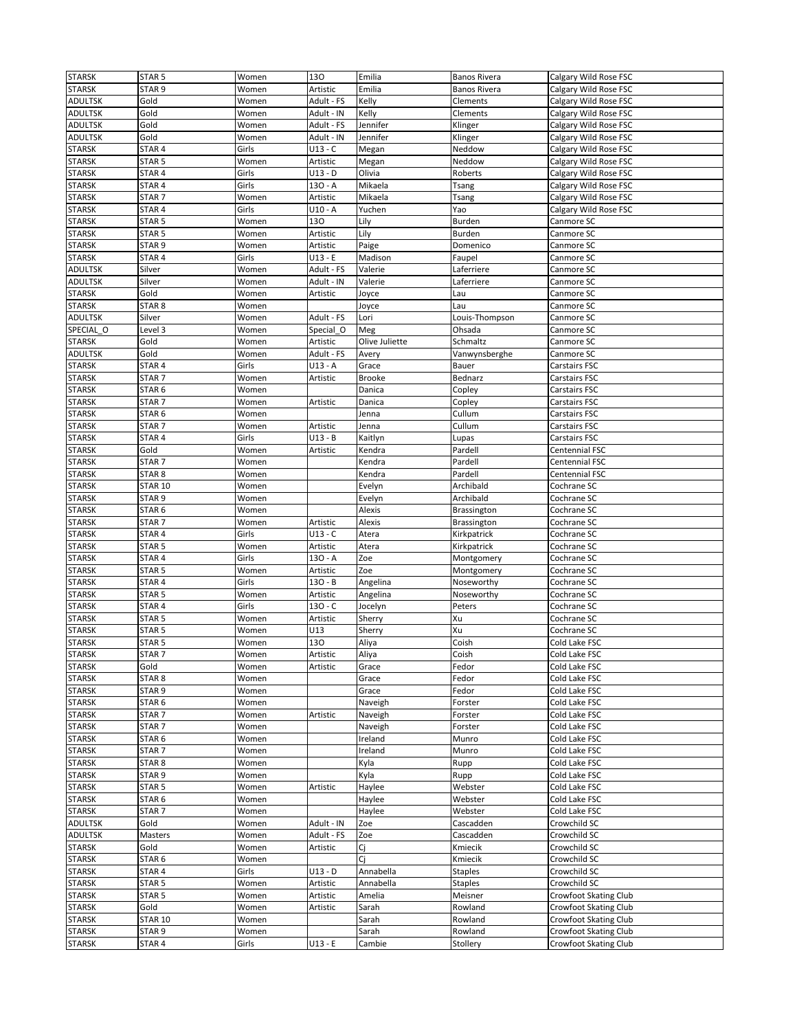| STARSK | STAR 5 | Women | 13O | Emilia | Banos Rivera | Calgary Wild Rose FSC |
|---|---|---|---|---|---|---|
| STARSK | STAR 9 | Women | Artistic | Emilia | Banos Rivera | Calgary Wild Rose FSC |
| ADULTSK | Gold | Women | Adult - FS | Kelly | Clements | Calgary Wild Rose FSC |
| ADULTSK | Gold | Women | Adult - IN | Kelly | Clements | Calgary Wild Rose FSC |
| ADULTSK | Gold | Women | Adult - FS | Jennifer | Klinger | Calgary Wild Rose FSC |
| ADULTSK | Gold | Women | Adult - IN | Jennifer | Klinger | Calgary Wild Rose FSC |
| STARSK | STAR 4 | Girls | U13 - C | Megan | Neddow | Calgary Wild Rose FSC |
| STARSK | STAR 5 | Women | Artistic | Megan | Neddow | Calgary Wild Rose FSC |
| STARSK | STAR 4 | Girls | U13 - D | Olivia | Roberts | Calgary Wild Rose FSC |
| STARSK | STAR 4 | Girls | 13O - A | Mikaela | Tsang | Calgary Wild Rose FSC |
| STARSK | STAR 7 | Women | Artistic | Mikaela | Tsang | Calgary Wild Rose FSC |
| STARSK | STAR 4 | Girls | U10 - A | Yuchen | Yao | Calgary Wild Rose FSC |
| STARSK | STAR 5 | Women | 13O | Lily | Burden | Canmore SC |
| STARSK | STAR 5 | Women | Artistic | Lily | Burden | Canmore SC |
| STARSK | STAR 9 | Women | Artistic | Paige | Domenico | Canmore SC |
| STARSK | STAR 4 | Girls | U13 - E | Madison | Faupel | Canmore SC |
| ADULTSK | Silver | Women | Adult - FS | Valerie | Laferriere | Canmore SC |
| ADULTSK | Silver | Women | Adult - IN | Valerie | Laferriere | Canmore SC |
| STARSK | Gold | Women | Artistic | Joyce | Lau | Canmore SC |
| STARSK | STAR 8 | Women | | Joyce | Lau | Canmore SC |
| ADULTSK | Silver | Women | Adult - FS | Lori | Louis-Thompson | Canmore SC |
| SPECIAL_O | Level 3 | Women | Special_O | Meg | Ohsada | Canmore SC |
| STARSK | Gold | Women | Artistic | Olive Juliette | Schmaltz | Canmore SC |
| ADULTSK | Gold | Women | Adult - FS | Avery | Vanwynsberghe | Canmore SC |
| STARSK | STAR 4 | Girls | U13 - A | Grace | Bauer | Carstairs FSC |
| STARSK | STAR 7 | Women | Artistic | Brooke | Bednarz | Carstairs FSC |
| STARSK | STAR 6 | Women | | Danica | Copley | Carstairs FSC |
| STARSK | STAR 7 | Women | Artistic | Danica | Copley | Carstairs FSC |
| STARSK | STAR 6 | Women | | Jenna | Cullum | Carstairs FSC |
| STARSK | STAR 7 | Women | Artistic | Jenna | Cullum | Carstairs FSC |
| STARSK | STAR 4 | Girls | U13 - B | Kaitlyn | Lupas | Carstairs FSC |
| STARSK | Gold | Women | Artistic | Kendra | Pardell | Centennial FSC |
| STARSK | STAR 7 | Women | | Kendra | Pardell | Centennial FSC |
| STARSK | STAR 8 | Women | | Kendra | Pardell | Centennial FSC |
| STARSK | STAR 10 | Women | | Evelyn | Archibald | Cochrane SC |
| STARSK | STAR 9 | Women | | Evelyn | Archibald | Cochrane SC |
| STARSK | STAR 6 | Women | | Alexis | Brassington | Cochrane SC |
| STARSK | STAR 7 | Women | Artistic | Alexis | Brassington | Cochrane SC |
| STARSK | STAR 4 | Girls | U13 - C | Atera | Kirkpatrick | Cochrane SC |
| STARSK | STAR 5 | Women | Artistic | Atera | Kirkpatrick | Cochrane SC |
| STARSK | STAR 4 | Girls | 13O - A | Zoe | Montgomery | Cochrane SC |
| STARSK | STAR 5 | Women | Artistic | Zoe | Montgomery | Cochrane SC |
| STARSK | STAR 4 | Girls | 13O - B | Angelina | Noseworthy | Cochrane SC |
| STARSK | STAR 5 | Women | Artistic | Angelina | Noseworthy | Cochrane SC |
| STARSK | STAR 4 | Girls | 13O - C | Jocelyn | Peters | Cochrane SC |
| STARSK | STAR 5 | Women | Artistic | Sherry | Xu | Cochrane SC |
| STARSK | STAR 5 | Women | U13 | Sherry | Xu | Cochrane SC |
| STARSK | STAR 5 | Women | 13O | Aliya | Coish | Cold Lake FSC |
| STARSK | STAR 7 | Women | Artistic | Aliya | Coish | Cold Lake FSC |
| STARSK | Gold | Women | Artistic | Grace | Fedor | Cold Lake FSC |
| STARSK | STAR 8 | Women | | Grace | Fedor | Cold Lake FSC |
| STARSK | STAR 9 | Women | | Grace | Fedor | Cold Lake FSC |
| STARSK | STAR 6 | Women | | Naveigh | Forster | Cold Lake FSC |
| STARSK | STAR 7 | Women | Artistic | Naveigh | Forster | Cold Lake FSC |
| STARSK | STAR 7 | Women | | Naveigh | Forster | Cold Lake FSC |
| STARSK | STAR 6 | Women | | Ireland | Munro | Cold Lake FSC |
| STARSK | STAR 7 | Women | | Ireland | Munro | Cold Lake FSC |
| STARSK | STAR 8 | Women | | Kyla | Rupp | Cold Lake FSC |
| STARSK | STAR 9 | Women | | Kyla | Rupp | Cold Lake FSC |
| STARSK | STAR 5 | Women | Artistic | Haylee | Webster | Cold Lake FSC |
| STARSK | STAR 6 | Women | | Haylee | Webster | Cold Lake FSC |
| STARSK | STAR 7 | Women | | Haylee | Webster | Cold Lake FSC |
| ADULTSK | Gold | Women | Adult - IN | Zoe | Cascadden | Crowchild SC |
| ADULTSK | Masters | Women | Adult - FS | Zoe | Cascadden | Crowchild SC |
| STARSK | Gold | Women | Artistic | Cj | Kmiecik | Crowchild SC |
| STARSK | STAR 6 | Women | | Cj | Kmiecik | Crowchild SC |
| STARSK | STAR 4 | Girls | U13 - D | Annabella | Staples | Crowchild SC |
| STARSK | STAR 5 | Women | Artistic | Annabella | Staples | Crowchild SC |
| STARSK | STAR 5 | Women | Artistic | Amelia | Meisner | Crowfoot Skating Club |
| STARSK | Gold | Women | Artistic | Sarah | Rowland | Crowfoot Skating Club |
| STARSK | STAR 10 | Women | | Sarah | Rowland | Crowfoot Skating Club |
| STARSK | STAR 9 | Women | | Sarah | Rowland | Crowfoot Skating Club |
| STARSK | STAR 4 | Girls | U13 - E | Cambie | Stollery | Crowfoot Skating Club |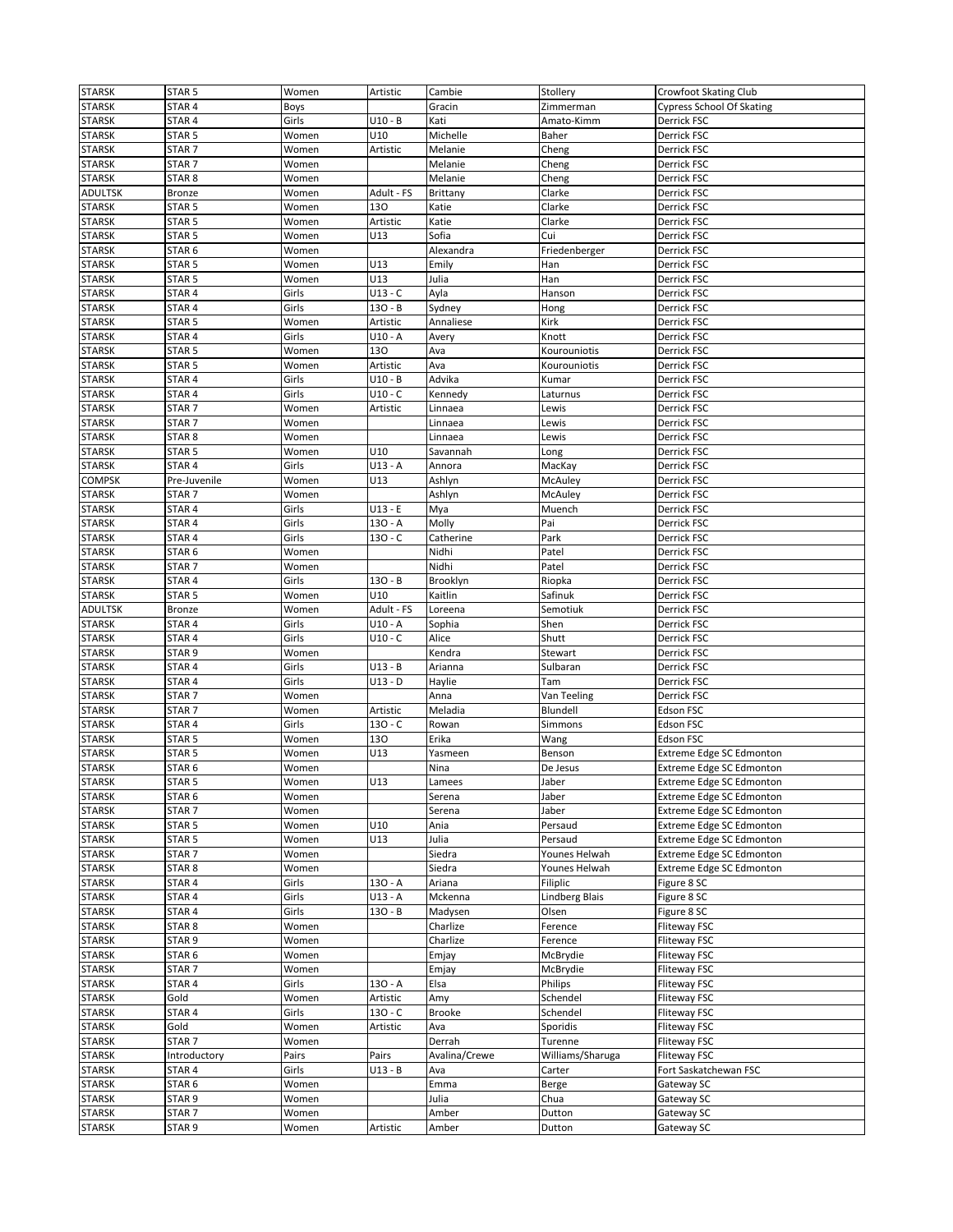| STARSK | STAR 5 | Women | Artistic | Cambie | Stollery | Crowfoot Skating Club |
|---|---|---|---|---|---|---|
| STARSK | STAR 4 | Boys | | Gracin | Zimmerman | Cypress School Of Skating |
| STARSK | STAR 4 | Girls | U10 - B | Kati | Amato-Kimm | Derrick FSC |
| STARSK | STAR 5 | Women | U10 | Michelle | Baher | Derrick FSC |
| STARSK | STAR 7 | Women | Artistic | Melanie | Cheng | Derrick FSC |
| STARSK | STAR 7 | Women | | Melanie | Cheng | Derrick FSC |
| STARSK | STAR 8 | Women | | Melanie | Cheng | Derrick FSC |
| ADULTSK | Bronze | Women | Adult - FS | Brittany | Clarke | Derrick FSC |
| STARSK | STAR 5 | Women | 13O | Katie | Clarke | Derrick FSC |
| STARSK | STAR 5 | Women | Artistic | Katie | Clarke | Derrick FSC |
| STARSK | STAR 5 | Women | U13 | Sofia | Cui | Derrick FSC |
| STARSK | STAR 6 | Women | | Alexandra | Friedenberger | Derrick FSC |
| STARSK | STAR 5 | Women | U13 | Emily | Han | Derrick FSC |
| STARSK | STAR 5 | Women | U13 | Julia | Han | Derrick FSC |
| STARSK | STAR 4 | Girls | U13 - C | Ayla | Hanson | Derrick FSC |
| STARSK | STAR 4 | Girls | 13O - B | Sydney | Hong | Derrick FSC |
| STARSK | STAR 5 | Women | Artistic | Annaliese | Kirk | Derrick FSC |
| STARSK | STAR 4 | Girls | U10 - A | Avery | Knott | Derrick FSC |
| STARSK | STAR 5 | Women | 13O | Ava | Kourouniotis | Derrick FSC |
| STARSK | STAR 5 | Women | Artistic | Ava | Kourouniotis | Derrick FSC |
| STARSK | STAR 4 | Girls | U10 - B | Advika | Kumar | Derrick FSC |
| STARSK | STAR 4 | Girls | U10 - C | Kennedy | Laturnus | Derrick FSC |
| STARSK | STAR 7 | Women | Artistic | Linnaea | Lewis | Derrick FSC |
| STARSK | STAR 7 | Women | | Linnaea | Lewis | Derrick FSC |
| STARSK | STAR 8 | Women | | Linnaea | Lewis | Derrick FSC |
| STARSK | STAR 5 | Women | U10 | Savannah | Long | Derrick FSC |
| STARSK | STAR 4 | Girls | U13 - A | Annora | MacKay | Derrick FSC |
| COMPSK | Pre-Juvenile | Women | U13 | Ashlyn | McAuley | Derrick FSC |
| STARSK | STAR 7 | Women | | Ashlyn | McAuley | Derrick FSC |
| STARSK | STAR 4 | Girls | U13 - E | Mya | Muench | Derrick FSC |
| STARSK | STAR 4 | Girls | 13O - A | Molly | Pai | Derrick FSC |
| STARSK | STAR 4 | Girls | 13O - C | Catherine | Park | Derrick FSC |
| STARSK | STAR 6 | Women | | Nidhi | Patel | Derrick FSC |
| STARSK | STAR 7 | Women | | Nidhi | Patel | Derrick FSC |
| STARSK | STAR 4 | Girls | 13O - B | Brooklyn | Riopka | Derrick FSC |
| STARSK | STAR 5 | Women | U10 | Kaitlin | Safinuk | Derrick FSC |
| ADULTSK | Bronze | Women | Adult - FS | Loreena | Semotiuk | Derrick FSC |
| STARSK | STAR 4 | Girls | U10 - A | Sophia | Shen | Derrick FSC |
| STARSK | STAR 4 | Girls | U10 - C | Alice | Shutt | Derrick FSC |
| STARSK | STAR 9 | Women | | Kendra | Stewart | Derrick FSC |
| STARSK | STAR 4 | Girls | U13 - B | Arianna | Sulbaran | Derrick FSC |
| STARSK | STAR 4 | Girls | U13 - D | Haylie | Tam | Derrick FSC |
| STARSK | STAR 7 | Women | | Anna | Van Teeling | Derrick FSC |
| STARSK | STAR 7 | Women | Artistic | Meladia | Blundell | Edson FSC |
| STARSK | STAR 4 | Girls | 13O - C | Rowan | Simmons | Edson FSC |
| STARSK | STAR 5 | Women | 13O | Erika | Wang | Edson FSC |
| STARSK | STAR 5 | Women | U13 | Yasmeen | Benson | Extreme Edge SC Edmonton |
| STARSK | STAR 6 | Women | | Nina | De Jesus | Extreme Edge SC Edmonton |
| STARSK | STAR 5 | Women | U13 | Lamees | Jaber | Extreme Edge SC Edmonton |
| STARSK | STAR 6 | Women | | Serena | Jaber | Extreme Edge SC Edmonton |
| STARSK | STAR 7 | Women | | Serena | Jaber | Extreme Edge SC Edmonton |
| STARSK | STAR 5 | Women | U10 | Ania | Persaud | Extreme Edge SC Edmonton |
| STARSK | STAR 5 | Women | U13 | Julia | Persaud | Extreme Edge SC Edmonton |
| STARSK | STAR 7 | Women | | Siedra | Younes Helwah | Extreme Edge SC Edmonton |
| STARSK | STAR 8 | Women | | Siedra | Younes Helwah | Extreme Edge SC Edmonton |
| STARSK | STAR 4 | Girls | 13O - A | Ariana | Filiplic | Figure 8 SC |
| STARSK | STAR 4 | Girls | U13 - A | Mckenna | Lindberg Blais | Figure 8 SC |
| STARSK | STAR 4 | Girls | 13O - B | Madysen | Olsen | Figure 8 SC |
| STARSK | STAR 8 | Women | | Charlize | Ference | Fliteway FSC |
| STARSK | STAR 9 | Women | | Charlize | Ference | Fliteway FSC |
| STARSK | STAR 6 | Women | | Emjay | McBrydie | Fliteway FSC |
| STARSK | STAR 7 | Women | | Emjay | McBrydie | Fliteway FSC |
| STARSK | STAR 4 | Girls | 13O - A | Elsa | Philips | Fliteway FSC |
| STARSK | Gold | Women | Artistic | Amy | Schendel | Fliteway FSC |
| STARSK | STAR 4 | Girls | 13O - C | Brooke | Schendel | Fliteway FSC |
| STARSK | Gold | Women | Artistic | Ava | Sporidis | Fliteway FSC |
| STARSK | STAR 7 | Women | | Derrah | Turenne | Fliteway FSC |
| STARSK | Introductory | Pairs | Pairs | Avalina/Crewe | Williams/Sharuga | Fliteway FSC |
| STARSK | STAR 4 | Girls | U13 - B | Ava | Carter | Fort Saskatchewan FSC |
| STARSK | STAR 6 | Women | | Emma | Berge | Gateway SC |
| STARSK | STAR 9 | Women | | Julia | Chua | Gateway SC |
| STARSK | STAR 7 | Women | | Amber | Dutton | Gateway SC |
| STARSK | STAR 9 | Women | Artistic | Amber | Dutton | Gateway SC |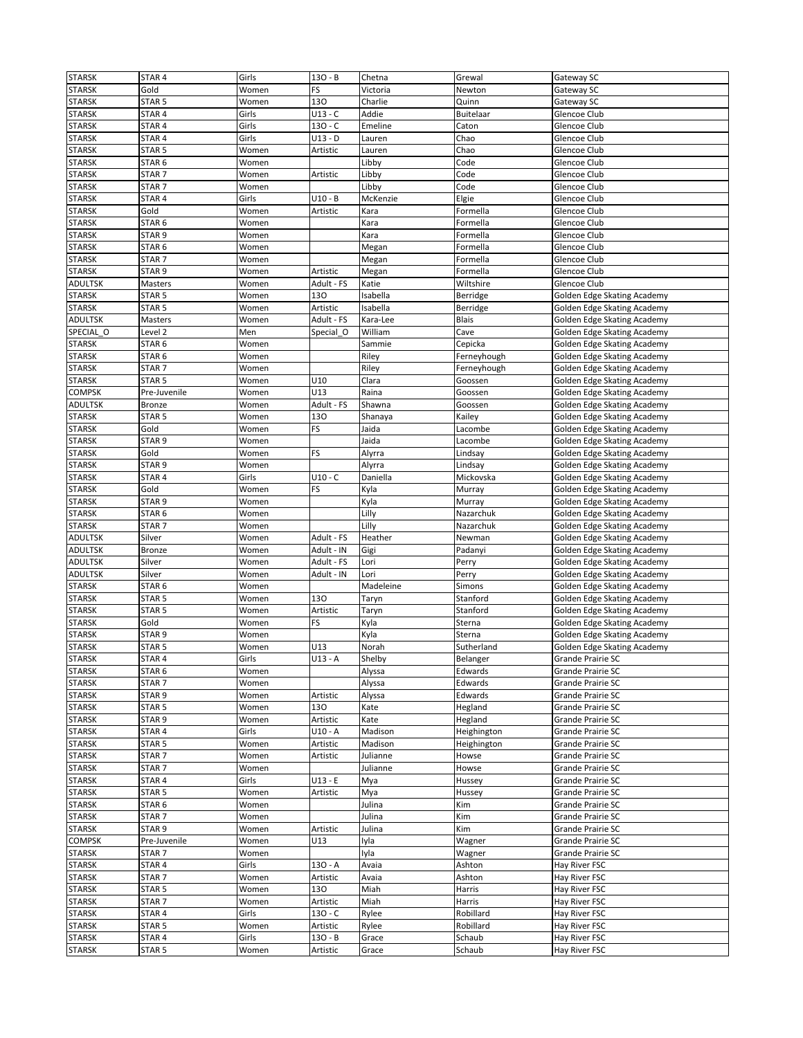| STARSK | STAR 4 | Girls | 13O - B | Chetna | Grewal | Gateway SC |
|---|---|---|---|---|---|---|
| STARSK | Gold | Women | FS | Victoria | Newton | Gateway SC |
| STARSK | STAR 5 | Women | 13O | Charlie | Quinn | Gateway SC |
| STARSK | STAR 4 | Girls | U13 - C | Addie | Buitelaar | Glencoe Club |
| STARSK | STAR 4 | Girls | 13O - C | Emeline | Caton | Glencoe Club |
| STARSK | STAR 4 | Girls | U13 - D | Lauren | Chao | Glencoe Club |
| STARSK | STAR 5 | Women | Artistic | Lauren | Chao | Glencoe Club |
| STARSK | STAR 6 | Women | | Libby | Code | Glencoe Club |
| STARSK | STAR 7 | Women | Artistic | Libby | Code | Glencoe Club |
| STARSK | STAR 7 | Women | | Libby | Code | Glencoe Club |
| STARSK | STAR 4 | Girls | U10 - B | McKenzie | Elgie | Glencoe Club |
| STARSK | Gold | Women | Artistic | Kara | Formella | Glencoe Club |
| STARSK | STAR 6 | Women | | Kara | Formella | Glencoe Club |
| STARSK | STAR 9 | Women | | Kara | Formella | Glencoe Club |
| STARSK | STAR 6 | Women | | Megan | Formella | Glencoe Club |
| STARSK | STAR 7 | Women | | Megan | Formella | Glencoe Club |
| STARSK | STAR 9 | Women | Artistic | Megan | Formella | Glencoe Club |
| ADULTSK | Masters | Women | Adult - FS | Katie | Wiltshire | Glencoe Club |
| STARSK | STAR 5 | Women | 13O | Isabella | Berridge | Golden Edge Skating Academy |
| STARSK | STAR 5 | Women | Artistic | Isabella | Berridge | Golden Edge Skating Academy |
| ADULTSK | Masters | Women | Adult - FS | Kara-Lee | Blais | Golden Edge Skating Academy |
| SPECIAL_O | Level 2 | Men | Special_O | William | Cave | Golden Edge Skating Academy |
| STARSK | STAR 6 | Women | | Sammie | Cepicka | Golden Edge Skating Academy |
| STARSK | STAR 6 | Women | | Riley | Ferneyhough | Golden Edge Skating Academy |
| STARSK | STAR 7 | Women | | Riley | Ferneyhough | Golden Edge Skating Academy |
| STARSK | STAR 5 | Women | U10 | Clara | Goossen | Golden Edge Skating Academy |
| COMPSK | Pre-Juvenile | Women | U13 | Raina | Goossen | Golden Edge Skating Academy |
| ADULTSK | Bronze | Women | Adult - FS | Shawna | Goossen | Golden Edge Skating Academy |
| STARSK | STAR 5 | Women | 13O | Shanaya | Kailey | Golden Edge Skating Academy |
| STARSK | Gold | Women | FS | Jaida | Lacombe | Golden Edge Skating Academy |
| STARSK | STAR 9 | Women | | Jaida | Lacombe | Golden Edge Skating Academy |
| STARSK | Gold | Women | FS | Alyrra | Lindsay | Golden Edge Skating Academy |
| STARSK | STAR 9 | Women | | Alyrra | Lindsay | Golden Edge Skating Academy |
| STARSK | STAR 4 | Girls | U10 - C | Daniella | Mickovska | Golden Edge Skating Academy |
| STARSK | Gold | Women | FS | Kyla | Murray | Golden Edge Skating Academy |
| STARSK | STAR 9 | Women | | Kyla | Murray | Golden Edge Skating Academy |
| STARSK | STAR 6 | Women | | Lilly | Nazarchuk | Golden Edge Skating Academy |
| STARSK | STAR 7 | Women | | Lilly | Nazarchuk | Golden Edge Skating Academy |
| ADULTSK | Silver | Women | Adult - FS | Heather | Newman | Golden Edge Skating Academy |
| ADULTSK | Bronze | Women | Adult - IN | Gigi | Padanyi | Golden Edge Skating Academy |
| ADULTSK | Silver | Women | Adult - FS | Lori | Perry | Golden Edge Skating Academy |
| ADULTSK | Silver | Women | Adult - IN | Lori | Perry | Golden Edge Skating Academy |
| STARSK | STAR 6 | Women | | Madeleine | Simons | Golden Edge Skating Academy |
| STARSK | STAR 5 | Women | 13O | Taryn | Stanford | Golden Edge Skating Academy |
| STARSK | STAR 5 | Women | Artistic | Taryn | Stanford | Golden Edge Skating Academy |
| STARSK | Gold | Women | FS | Kyla | Sterna | Golden Edge Skating Academy |
| STARSK | STAR 9 | Women | | Kyla | Sterna | Golden Edge Skating Academy |
| STARSK | STAR 5 | Women | U13 | Norah | Sutherland | Golden Edge Skating Academy |
| STARSK | STAR 4 | Girls | U13 - A | Shelby | Belanger | Grande Prairie SC |
| STARSK | STAR 6 | Women | | Alyssa | Edwards | Grande Prairie SC |
| STARSK | STAR 7 | Women | | Alyssa | Edwards | Grande Prairie SC |
| STARSK | STAR 9 | Women | Artistic | Alyssa | Edwards | Grande Prairie SC |
| STARSK | STAR 5 | Women | 13O | Kate | Hegland | Grande Prairie SC |
| STARSK | STAR 9 | Women | Artistic | Kate | Hegland | Grande Prairie SC |
| STARSK | STAR 4 | Girls | U10 - A | Madison | Heighington | Grande Prairie SC |
| STARSK | STAR 5 | Women | Artistic | Madison | Heighington | Grande Prairie SC |
| STARSK | STAR 7 | Women | Artistic | Julianne | Howse | Grande Prairie SC |
| STARSK | STAR 7 | Women | | Julianne | Howse | Grande Prairie SC |
| STARSK | STAR 4 | Girls | U13 - E | Mya | Hussey | Grande Prairie SC |
| STARSK | STAR 5 | Women | Artistic | Mya | Hussey | Grande Prairie SC |
| STARSK | STAR 6 | Women | | Julina | Kim | Grande Prairie SC |
| STARSK | STAR 7 | Women | | Julina | Kim | Grande Prairie SC |
| STARSK | STAR 9 | Women | Artistic | Julina | Kim | Grande Prairie SC |
| COMPSK | Pre-Juvenile | Women | U13 | Iyla | Wagner | Grande Prairie SC |
| STARSK | STAR 7 | Women | | Iyla | Wagner | Grande Prairie SC |
| STARSK | STAR 4 | Girls | 13O - A | Avaia | Ashton | Hay River FSC |
| STARSK | STAR 7 | Women | Artistic | Avaia | Ashton | Hay River FSC |
| STARSK | STAR 5 | Women | 13O | Miah | Harris | Hay River FSC |
| STARSK | STAR 7 | Women | Artistic | Miah | Harris | Hay River FSC |
| STARSK | STAR 4 | Girls | 13O - C | Rylee | Robillard | Hay River FSC |
| STARSK | STAR 5 | Women | Artistic | Rylee | Robillard | Hay River FSC |
| STARSK | STAR 4 | Girls | 13O - B | Grace | Schaub | Hay River FSC |
| STARSK | STAR 5 | Women | Artistic | Grace | Schaub | Hay River FSC |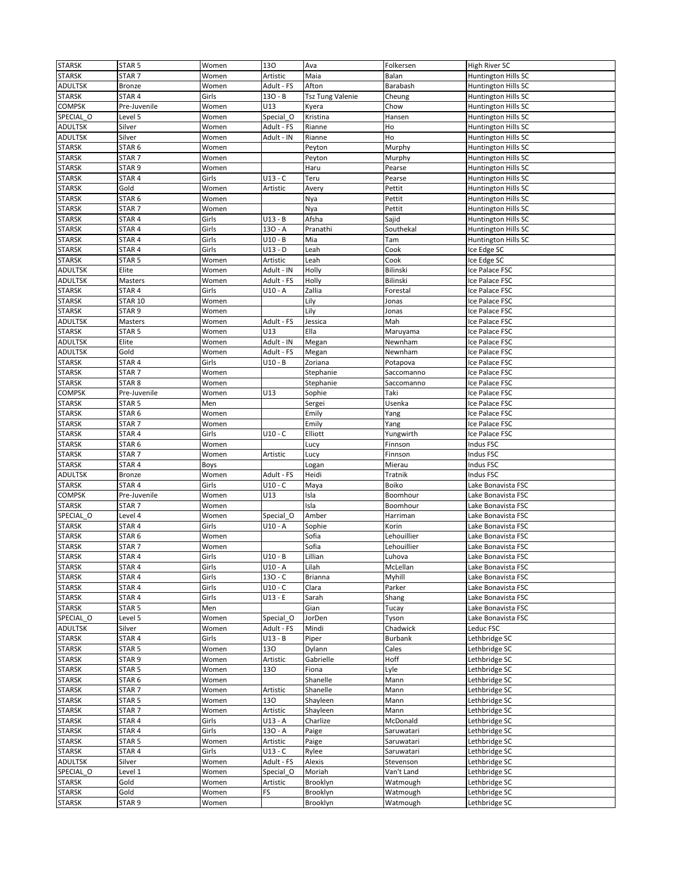| STARSK | STAR 5 | Women | 13O | Ava | Folkersen | High River SC |
|---|---|---|---|---|---|---|
| STARSK | STAR 7 | Women | Artistic | Maia | Balan | Huntington Hills SC |
| ADULTSK | Bronze | Women | Adult - FS | Afton | Barabash | Huntington Hills SC |
| STARSK | STAR 4 | Girls | 13O - B | Tsz Tung Valenie | Cheung | Huntington Hills SC |
| COMPSK | Pre-Juvenile | Women | U13 | Kyera | Chow | Huntington Hills SC |
| SPECIAL_O | Level 5 | Women | Special_O | Kristina | Hansen | Huntington Hills SC |
| ADULTSK | Silver | Women | Adult - FS | Rianne | Ho | Huntington Hills SC |
| ADULTSK | Silver | Women | Adult - IN | Rianne | Ho | Huntington Hills SC |
| STARSK | STAR 6 | Women | | Peyton | Murphy | Huntington Hills SC |
| STARSK | STAR 7 | Women | | Peyton | Murphy | Huntington Hills SC |
| STARSK | STAR 9 | Women | | Haru | Pearse | Huntington Hills SC |
| STARSK | STAR 4 | Girls | U13 - C | Teru | Pearse | Huntington Hills SC |
| STARSK | Gold | Women | Artistic | Avery | Pettit | Huntington Hills SC |
| STARSK | STAR 6 | Women | | Nya | Pettit | Huntington Hills SC |
| STARSK | STAR 7 | Women | | Nya | Pettit | Huntington Hills SC |
| STARSK | STAR 4 | Girls | U13 - B | Afsha | Sajid | Huntington Hills SC |
| STARSK | STAR 4 | Girls | 13O - A | Pranathi | Southekal | Huntington Hills SC |
| STARSK | STAR 4 | Girls | U10 - B | Mia | Tam | Huntington Hills SC |
| STARSK | STAR 4 | Girls | U13 - D | Leah | Cook | Ice Edge SC |
| STARSK | STAR 5 | Women | Artistic | Leah | Cook | Ice Edge SC |
| ADULTSK | Elite | Women | Adult - IN | Holly | Bilinski | Ice Palace FSC |
| ADULTSK | Masters | Women | Adult - FS | Holly | Bilinski | Ice Palace FSC |
| STARSK | STAR 4 | Girls | U10 - A | Zallia | Forestal | Ice Palace FSC |
| STARSK | STAR 10 | Women | | Lily | Jonas | Ice Palace FSC |
| STARSK | STAR 9 | Women | | Lily | Jonas | Ice Palace FSC |
| ADULTSK | Masters | Women | Adult - FS | Jessica | Mah | Ice Palace FSC |
| STARSK | STAR 5 | Women | U13 | Ella | Maruyama | Ice Palace FSC |
| ADULTSK | Elite | Women | Adult - IN | Megan | Newnham | Ice Palace FSC |
| ADULTSK | Gold | Women | Adult - FS | Megan | Newnham | Ice Palace FSC |
| STARSK | STAR 4 | Girls | U10 - B | Zoriana | Potapova | Ice Palace FSC |
| STARSK | STAR 7 | Women | | Stephanie | Saccomanno | Ice Palace FSC |
| STARSK | STAR 8 | Women | | Stephanie | Saccomanno | Ice Palace FSC |
| COMPSK | Pre-Juvenile | Women | U13 | Sophie | Taki | Ice Palace FSC |
| STARSK | STAR 5 | Men | | Sergei | Usenka | Ice Palace FSC |
| STARSK | STAR 6 | Women | | Emily | Yang | Ice Palace FSC |
| STARSK | STAR 7 | Women | | Emily | Yang | Ice Palace FSC |
| STARSK | STAR 4 | Girls | U10 - C | Elliott | Yungwirth | Ice Palace FSC |
| STARSK | STAR 6 | Women | | Lucy | Finnson | Indus FSC |
| STARSK | STAR 7 | Women | Artistic | Lucy | Finnson | Indus FSC |
| STARSK | STAR 4 | Boys | | Logan | Mierau | Indus FSC |
| ADULTSK | Bronze | Women | Adult - FS | Heidi | Tratnik | Indus FSC |
| STARSK | STAR 4 | Girls | U10 - C | Maya | Boiko | Lake Bonavista FSC |
| COMPSK | Pre-Juvenile | Women | U13 | Isla | Boomhour | Lake Bonavista FSC |
| STARSK | STAR 7 | Women | | Isla | Boomhour | Lake Bonavista FSC |
| SPECIAL_O | Level 4 | Women | Special_O | Amber | Harriman | Lake Bonavista FSC |
| STARSK | STAR 4 | Girls | U10 - A | Sophie | Korin | Lake Bonavista FSC |
| STARSK | STAR 6 | Women | | Sofia | Lehouillier | Lake Bonavista FSC |
| STARSK | STAR 7 | Women | | Sofia | Lehouillier | Lake Bonavista FSC |
| STARSK | STAR 4 | Girls | U10 - B | Lillian | Luhova | Lake Bonavista FSC |
| STARSK | STAR 4 | Girls | U10 - A | Lilah | McLellan | Lake Bonavista FSC |
| STARSK | STAR 4 | Girls | 13O - C | Brianna | Myhill | Lake Bonavista FSC |
| STARSK | STAR 4 | Girls | U10 - C | Clara | Parker | Lake Bonavista FSC |
| STARSK | STAR 4 | Girls | U13 - E | Sarah | Shang | Lake Bonavista FSC |
| STARSK | STAR 5 | Men | | Gian | Tucay | Lake Bonavista FSC |
| SPECIAL_O | Level 5 | Women | Special_O | JorDen | Tyson | Lake Bonavista FSC |
| ADULTSK | Silver | Women | Adult - FS | Mindi | Chadwick | Leduc FSC |
| STARSK | STAR 4 | Girls | U13 - B | Piper | Burbank | Lethbridge SC |
| STARSK | STAR 5 | Women | 13O | Dylann | Cales | Lethbridge SC |
| STARSK | STAR 9 | Women | Artistic | Gabrielle | Hoff | Lethbridge SC |
| STARSK | STAR 5 | Women | 13O | Fiona | Lyle | Lethbridge SC |
| STARSK | STAR 6 | Women | | Shanelle | Mann | Lethbridge SC |
| STARSK | STAR 7 | Women | Artistic | Shanelle | Mann | Lethbridge SC |
| STARSK | STAR 5 | Women | 13O | Shayleen | Mann | Lethbridge SC |
| STARSK | STAR 7 | Women | Artistic | Shayleen | Mann | Lethbridge SC |
| STARSK | STAR 4 | Girls | U13 - A | Charlize | McDonald | Lethbridge SC |
| STARSK | STAR 4 | Girls | 13O - A | Paige | Saruwatari | Lethbridge SC |
| STARSK | STAR 5 | Women | Artistic | Paige | Saruwatari | Lethbridge SC |
| STARSK | STAR 4 | Girls | U13 - C | Rylee | Saruwatari | Lethbridge SC |
| ADULTSK | Silver | Women | Adult - FS | Alexis | Stevenson | Lethbridge SC |
| SPECIAL_O | Level 1 | Women | Special_O | Moriah | Van't Land | Lethbridge SC |
| STARSK | Gold | Women | Artistic | Brooklyn | Watmough | Lethbridge SC |
| STARSK | Gold | Women | FS | Brooklyn | Watmough | Lethbridge SC |
| STARSK | STAR 9 | Women | | Brooklyn | Watmough | Lethbridge SC |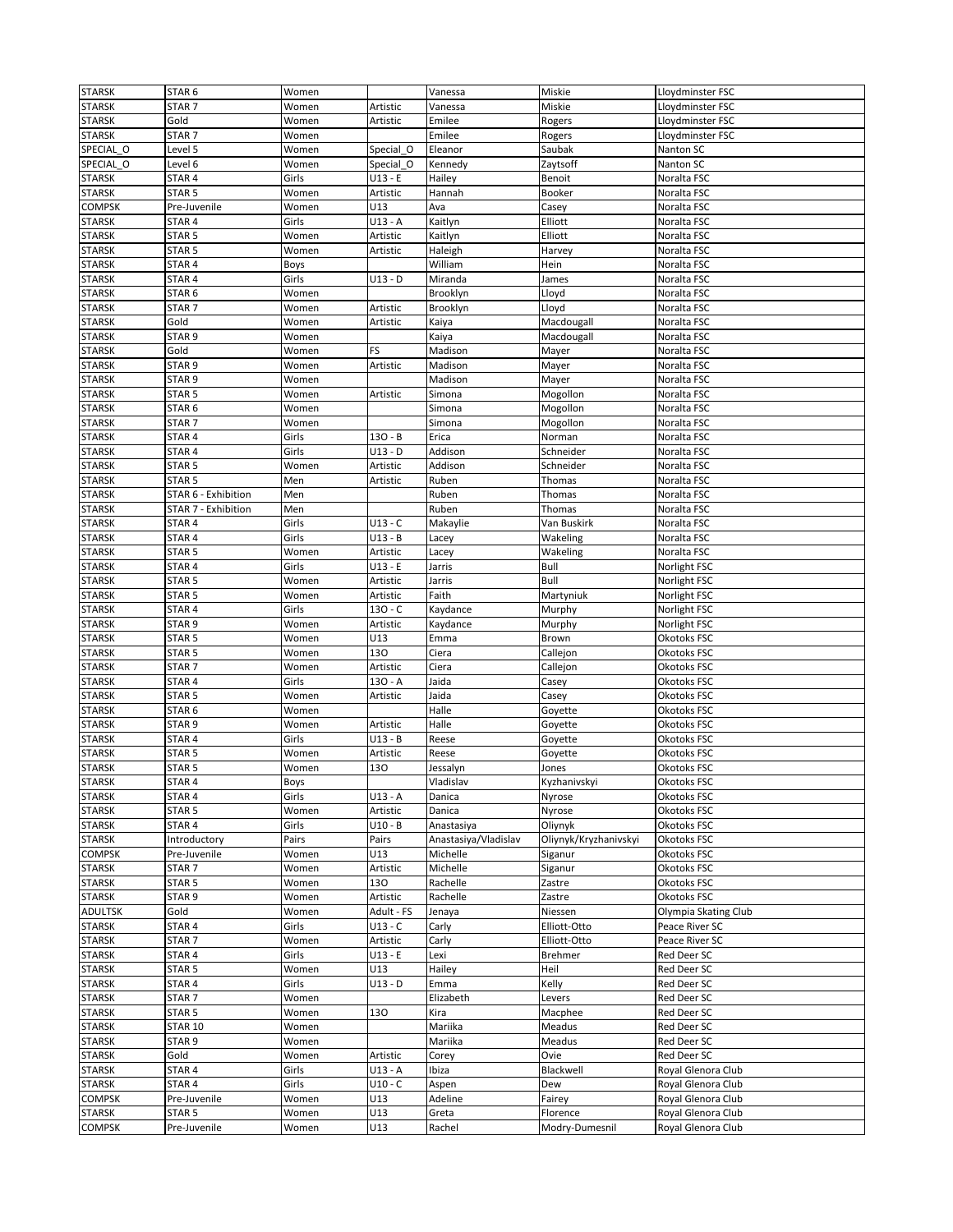| STARSK | STAR 6 | Women | | Vanessa | Miskie | Lloydminster FSC |
|---|---|---|---|---|---|---|
| STARSK | STAR 7 | Women | Artistic | Vanessa | Miskie | Lloydminster FSC |
| STARSK | Gold | Women | Artistic | Emilee | Rogers | Lloydminster FSC |
| STARSK | STAR 7 | Women | | Emilee | Rogers | Lloydminster FSC |
| SPECIAL_O | Level 5 | Women | Special_O | Eleanor | Saubak | Nanton SC |
| SPECIAL_O | Level 6 | Women | Special_O | Kennedy | Zaytsoff | Nanton SC |
| STARSK | STAR 4 | Girls | U13 - E | Hailey | Benoit | Noralta FSC |
| STARSK | STAR 5 | Women | Artistic | Hannah | Booker | Noralta FSC |
| COMPSK | Pre-Juvenile | Women | U13 | Ava | Casey | Noralta FSC |
| STARSK | STAR 4 | Girls | U13 - A | Kaitlyn | Elliott | Noralta FSC |
| STARSK | STAR 5 | Women | Artistic | Kaitlyn | Elliott | Noralta FSC |
| STARSK | STAR 5 | Women | Artistic | Haleigh | Harvey | Noralta FSC |
| STARSK | STAR 4 | Boys | | William | Hein | Noralta FSC |
| STARSK | STAR 4 | Girls | U13 - D | Miranda | James | Noralta FSC |
| STARSK | STAR 6 | Women | | Brooklyn | Lloyd | Noralta FSC |
| STARSK | STAR 7 | Women | Artistic | Brooklyn | Lloyd | Noralta FSC |
| STARSK | Gold | Women | Artistic | Kaiya | Macdougall | Noralta FSC |
| STARSK | STAR 9 | Women | | Kaiya | Macdougall | Noralta FSC |
| STARSK | Gold | Women | FS | Madison | Mayer | Noralta FSC |
| STARSK | STAR 9 | Women | Artistic | Madison | Mayer | Noralta FSC |
| STARSK | STAR 9 | Women | | Madison | Mayer | Noralta FSC |
| STARSK | STAR 5 | Women | Artistic | Simona | Mogollon | Noralta FSC |
| STARSK | STAR 6 | Women | | Simona | Mogollon | Noralta FSC |
| STARSK | STAR 7 | Women | | Simona | Mogollon | Noralta FSC |
| STARSK | STAR 4 | Girls | 13O - B | Erica | Norman | Noralta FSC |
| STARSK | STAR 4 | Girls | U13 - D | Addison | Schneider | Noralta FSC |
| STARSK | STAR 5 | Women | Artistic | Addison | Schneider | Noralta FSC |
| STARSK | STAR 5 | Men | Artistic | Ruben | Thomas | Noralta FSC |
| STARSK | STAR 6 - Exhibition | Men | | Ruben | Thomas | Noralta FSC |
| STARSK | STAR 7 - Exhibition | Men | | Ruben | Thomas | Noralta FSC |
| STARSK | STAR 4 | Girls | U13 - C | Makaylie | Van Buskirk | Noralta FSC |
| STARSK | STAR 4 | Girls | U13 - B | Lacey | Wakeling | Noralta FSC |
| STARSK | STAR 5 | Women | Artistic | Lacey | Wakeling | Noralta FSC |
| STARSK | STAR 4 | Girls | U13 - E | Jarris | Bull | Norlight FSC |
| STARSK | STAR 5 | Women | Artistic | Jarris | Bull | Norlight FSC |
| STARSK | STAR 5 | Women | Artistic | Faith | Martyniuk | Norlight FSC |
| STARSK | STAR 4 | Girls | 13O - C | Kaydance | Murphy | Norlight FSC |
| STARSK | STAR 9 | Women | Artistic | Kaydance | Murphy | Norlight FSC |
| STARSK | STAR 5 | Women | U13 | Emma | Brown | Okotoks FSC |
| STARSK | STAR 5 | Women | 13O | Ciera | Callejon | Okotoks FSC |
| STARSK | STAR 7 | Women | Artistic | Ciera | Callejon | Okotoks FSC |
| STARSK | STAR 4 | Girls | 13O - A | Jaida | Casey | Okotoks FSC |
| STARSK | STAR 5 | Women | Artistic | Jaida | Casey | Okotoks FSC |
| STARSK | STAR 6 | Women | | Halle | Goyette | Okotoks FSC |
| STARSK | STAR 9 | Women | Artistic | Halle | Goyette | Okotoks FSC |
| STARSK | STAR 4 | Girls | U13 - B | Reese | Goyette | Okotoks FSC |
| STARSK | STAR 5 | Women | Artistic | Reese | Goyette | Okotoks FSC |
| STARSK | STAR 5 | Women | 13O | Jessalyn | Jones | Okotoks FSC |
| STARSK | STAR 4 | Boys | | Vladislav | Kyzhanivskyi | Okotoks FSC |
| STARSK | STAR 4 | Girls | U13 - A | Danica | Nyrose | Okotoks FSC |
| STARSK | STAR 5 | Women | Artistic | Danica | Nyrose | Okotoks FSC |
| STARSK | STAR 4 | Girls | U10 - B | Anastasiya | Oliynyk | Okotoks FSC |
| STARSK | Introductory | Pairs | Pairs | Anastasiya/Vladislav | Oliynyk/Kryzhanivskyi | Okotoks FSC |
| COMPSK | Pre-Juvenile | Women | U13 | Michelle | Siganur | Okotoks FSC |
| STARSK | STAR 7 | Women | Artistic | Michelle | Siganur | Okotoks FSC |
| STARSK | STAR 5 | Women | 13O | Rachelle | Zastre | Okotoks FSC |
| STARSK | STAR 9 | Women | Artistic | Rachelle | Zastre | Okotoks FSC |
| ADULTSK | Gold | Women | Adult - FS | Jenaya | Niessen | Olympia Skating Club |
| STARSK | STAR 4 | Girls | U13 - C | Carly | Elliott-Otto | Peace River SC |
| STARSK | STAR 7 | Women | Artistic | Carly | Elliott-Otto | Peace River SC |
| STARSK | STAR 4 | Girls | U13 - E | Lexi | Brehmer | Red Deer SC |
| STARSK | STAR 5 | Women | U13 | Hailey | Heil | Red Deer SC |
| STARSK | STAR 4 | Girls | U13 - D | Emma | Kelly | Red Deer SC |
| STARSK | STAR 7 | Women | | Elizabeth | Levers | Red Deer SC |
| STARSK | STAR 5 | Women | 13O | Kira | Macphee | Red Deer SC |
| STARSK | STAR 10 | Women | | Mariika | Meadus | Red Deer SC |
| STARSK | STAR 9 | Women | | Mariika | Meadus | Red Deer SC |
| STARSK | Gold | Women | Artistic | Corey | Ovie | Red Deer SC |
| STARSK | STAR 4 | Girls | U13 - A | Ibiza | Blackwell | Royal Glenora Club |
| STARSK | STAR 4 | Girls | U10 - C | Aspen | Dew | Royal Glenora Club |
| COMPSK | Pre-Juvenile | Women | U13 | Adeline | Fairey | Royal Glenora Club |
| STARSK | STAR 5 | Women | U13 | Greta | Florence | Royal Glenora Club |
| COMPSK | Pre-Juvenile | Women | U13 | Rachel | Modry-Dumesnil | Royal Glenora Club |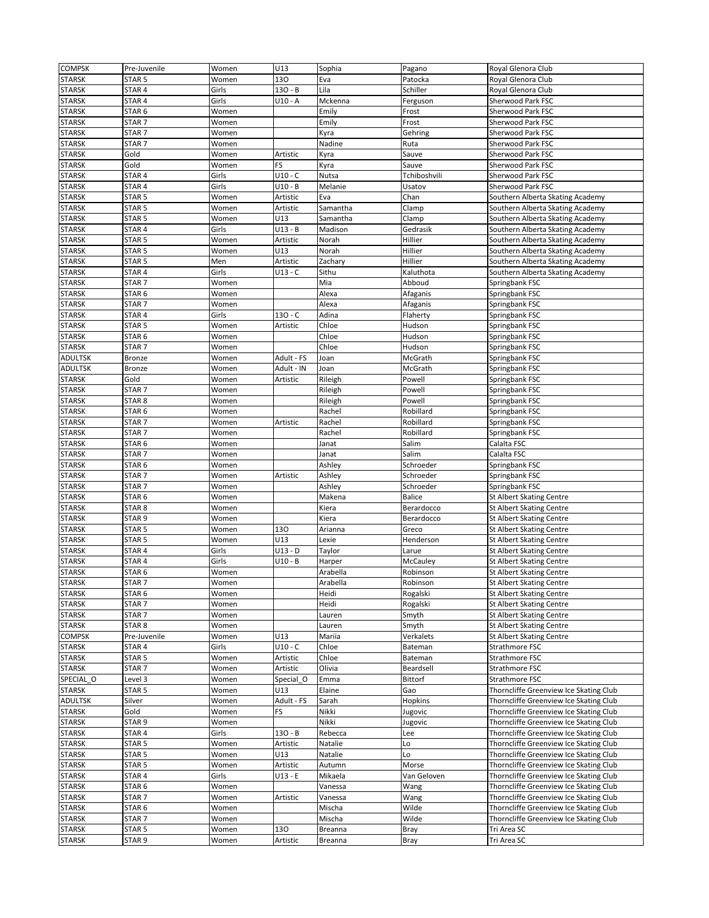| COMPSK | Pre-Juvenile | Women | U13 | Sophia | Pagano | Royal Glenora Club |
|---|---|---|---|---|---|---|
| STARSK | STAR 5 | Women | 13O | Eva | Patocka | Royal Glenora Club |
| STARSK | STAR 4 | Girls | 13O - B | Lila | Schiller | Royal Glenora Club |
| STARSK | STAR 4 | Girls | U10 - A | Mckenna | Ferguson | Sherwood Park FSC |
| STARSK | STAR 6 | Women | | Emily | Frost | Sherwood Park FSC |
| STARSK | STAR 7 | Women | | Emily | Frost | Sherwood Park FSC |
| STARSK | STAR 7 | Women | | Kyra | Gehring | Sherwood Park FSC |
| STARSK | STAR 7 | Women | | Nadine | Ruta | Sherwood Park FSC |
| STARSK | Gold | Women | Artistic | Kyra | Sauve | Sherwood Park FSC |
| STARSK | Gold | Women | FS | Kyra | Sauve | Sherwood Park FSC |
| STARSK | STAR 4 | Girls | U10 - C | Nutsa | Tchiboshvili | Sherwood Park FSC |
| STARSK | STAR 4 | Girls | U10 - B | Melanie | Usatov | Sherwood Park FSC |
| STARSK | STAR 5 | Women | Artistic | Eva | Chan | Southern Alberta Skating Academy |
| STARSK | STAR 5 | Women | Artistic | Samantha | Clamp | Southern Alberta Skating Academy |
| STARSK | STAR 5 | Women | U13 | Samantha | Clamp | Southern Alberta Skating Academy |
| STARSK | STAR 4 | Girls | U13 - B | Madison | Gedrasik | Southern Alberta Skating Academy |
| STARSK | STAR 5 | Women | Artistic | Norah | Hillier | Southern Alberta Skating Academy |
| STARSK | STAR 5 | Women | U13 | Norah | Hillier | Southern Alberta Skating Academy |
| STARSK | STAR 5 | Men | Artistic | Zachary | Hillier | Southern Alberta Skating Academy |
| STARSK | STAR 4 | Girls | U13 - C | Sithu | Kaluthota | Southern Alberta Skating Academy |
| STARSK | STAR 7 | Women | | Mia | Abboud | Springbank FSC |
| STARSK | STAR 6 | Women | | Alexa | Afaganis | Springbank FSC |
| STARSK | STAR 7 | Women | | Alexa | Afaganis | Springbank FSC |
| STARSK | STAR 4 | Girls | 13O - C | Adina | Flaherty | Springbank FSC |
| STARSK | STAR 5 | Women | Artistic | Chloe | Hudson | Springbank FSC |
| STARSK | STAR 6 | Women | | Chloe | Hudson | Springbank FSC |
| STARSK | STAR 7 | Women | | Chloe | Hudson | Springbank FSC |
| ADULTSK | Bronze | Women | Adult - FS | Joan | McGrath | Springbank FSC |
| ADULTSK | Bronze | Women | Adult - IN | Joan | McGrath | Springbank FSC |
| STARSK | Gold | Women | Artistic | Rileigh | Powell | Springbank FSC |
| STARSK | STAR 7 | Women | | Rileigh | Powell | Springbank FSC |
| STARSK | STAR 8 | Women | | Rileigh | Powell | Springbank FSC |
| STARSK | STAR 6 | Women | | Rachel | Robillard | Springbank FSC |
| STARSK | STAR 7 | Women | Artistic | Rachel | Robillard | Springbank FSC |
| STARSK | STAR 7 | Women | | Rachel | Robillard | Springbank FSC |
| STARSK | STAR 6 | Women | | Janat | Salim | Calalta FSC |
| STARSK | STAR 7 | Women | | Janat | Salim | Calalta FSC |
| STARSK | STAR 6 | Women | | Ashley | Schroeder | Springbank FSC |
| STARSK | STAR 7 | Women | Artistic | Ashley | Schroeder | Springbank FSC |
| STARSK | STAR 7 | Women | | Ashley | Schroeder | Springbank FSC |
| STARSK | STAR 6 | Women | | Makena | Balice | St Albert Skating Centre |
| STARSK | STAR 8 | Women | | Kiera | Berardocco | St Albert Skating Centre |
| STARSK | STAR 9 | Women | | Kiera | Berardocco | St Albert Skating Centre |
| STARSK | STAR 5 | Women | 13O | Arianna | Greco | St Albert Skating Centre |
| STARSK | STAR 5 | Women | U13 | Lexie | Henderson | St Albert Skating Centre |
| STARSK | STAR 4 | Girls | U13 - D | Taylor | Larue | St Albert Skating Centre |
| STARSK | STAR 4 | Girls | U10 - B | Harper | McCauley | St Albert Skating Centre |
| STARSK | STAR 6 | Women | | Arabella | Robinson | St Albert Skating Centre |
| STARSK | STAR 7 | Women | | Arabella | Robinson | St Albert Skating Centre |
| STARSK | STAR 6 | Women | | Heidi | Rogalski | St Albert Skating Centre |
| STARSK | STAR 7 | Women | | Heidi | Rogalski | St Albert Skating Centre |
| STARSK | STAR 7 | Women | | Lauren | Smyth | St Albert Skating Centre |
| STARSK | STAR 8 | Women | | Lauren | Smyth | St Albert Skating Centre |
| COMPSK | Pre-Juvenile | Women | U13 | Mariia | Verkalets | St Albert Skating Centre |
| STARSK | STAR 4 | Girls | U10 - C | Chloe | Bateman | Strathmore FSC |
| STARSK | STAR 5 | Women | Artistic | Chloe | Bateman | Strathmore FSC |
| STARSK | STAR 7 | Women | Artistic | Olivia | Beardsell | Strathmore FSC |
| SPECIAL_O | Level 3 | Women | Special_O | Emma | Bittorf | Strathmore FSC |
| STARSK | STAR 5 | Women | U13 | Elaine | Gao | Thorncliffe Greenview Ice Skating Club |
| ADULTSK | Silver | Women | Adult - FS | Sarah | Hopkins | Thorncliffe Greenview Ice Skating Club |
| STARSK | Gold | Women | FS | Nikki | Jugovic | Thorncliffe Greenview Ice Skating Club |
| STARSK | STAR 9 | Women | | Nikki | Jugovic | Thorncliffe Greenview Ice Skating Club |
| STARSK | STAR 4 | Girls | 13O - B | Rebecca | Lee | Thorncliffe Greenview Ice Skating Club |
| STARSK | STAR 5 | Women | Artistic | Natalie | Lo | Thorncliffe Greenview Ice Skating Club |
| STARSK | STAR 5 | Women | U13 | Natalie | Lo | Thorncliffe Greenview Ice Skating Club |
| STARSK | STAR 5 | Women | Artistic | Autumn | Morse | Thorncliffe Greenview Ice Skating Club |
| STARSK | STAR 4 | Girls | U13 - E | Mikaela | Van Geloven | Thorncliffe Greenview Ice Skating Club |
| STARSK | STAR 6 | Women | | Vanessa | Wang | Thorncliffe Greenview Ice Skating Club |
| STARSK | STAR 7 | Women | Artistic | Vanessa | Wang | Thorncliffe Greenview Ice Skating Club |
| STARSK | STAR 6 | Women | | Mischa | Wilde | Thorncliffe Greenview Ice Skating Club |
| STARSK | STAR 7 | Women | | Mischa | Wilde | Thorncliffe Greenview Ice Skating Club |
| STARSK | STAR 5 | Women | 13O | Breanna | Bray | Tri Area SC |
| STARSK | STAR 9 | Women | Artistic | Breanna | Bray | Tri Area SC |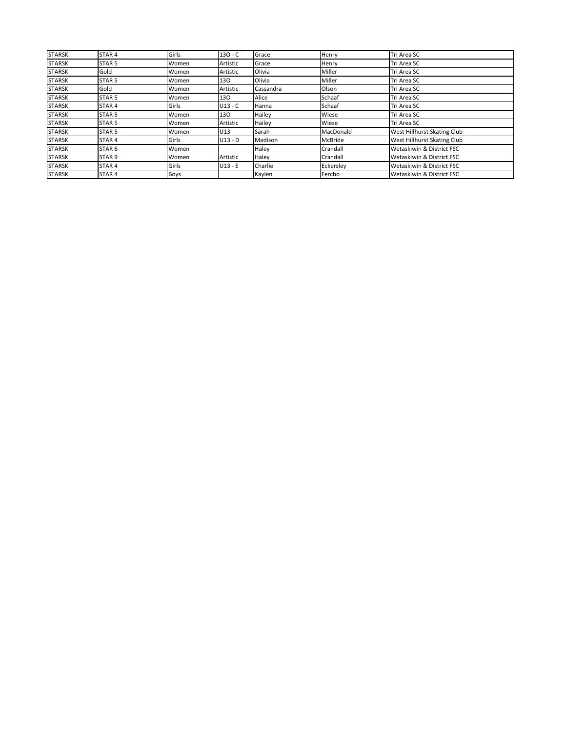| | | | | | | |
|---|---|---|---|---|---|---|
| STARSK | STAR 4 | Girls | 13O - C | Grace | Henry | Tri Area SC |
| STARSK | STAR 5 | Women | Artistic | Grace | Henry | Tri Area SC |
| STARSK | Gold | Women | Artistic | Olivia | Miller | Tri Area SC |
| STARSK | STAR 5 | Women | 13O | Olivia | Miller | Tri Area SC |
| STARSK | Gold | Women | Artistic | Cassandra | Olson | Tri Area SC |
| STARSK | STAR 5 | Women | 13O | Alice | Schaaf | Tri Area SC |
| STARSK | STAR 4 | Girls | U13 - C | Hanna | Schaaf | Tri Area SC |
| STARSK | STAR 5 | Women | 13O | Hailey | Wiese | Tri Area SC |
| STARSK | STAR 5 | Women | Artistic | Hailey | Wiese | Tri Area SC |
| STARSK | STAR 5 | Women | U13 | Sarah | MacDonald | West Hillhurst Skating Club |
| STARSK | STAR 4 | Girls | U13 - D | Madison | McBride | West Hillhurst Skating Club |
| STARSK | STAR 6 | Women | | Haley | Crandall | Wetaskiwin & District FSC |
| STARSK | STAR 9 | Women | Artistic | Haley | Crandall | Wetaskiwin & District FSC |
| STARSK | STAR 4 | Girls | U13 - E | Charlie | Eckersley | Wetaskiwin & District FSC |
| STARSK | STAR 4 | Boys | | Kaylen | Fercho | Wetaskiwin & District FSC |